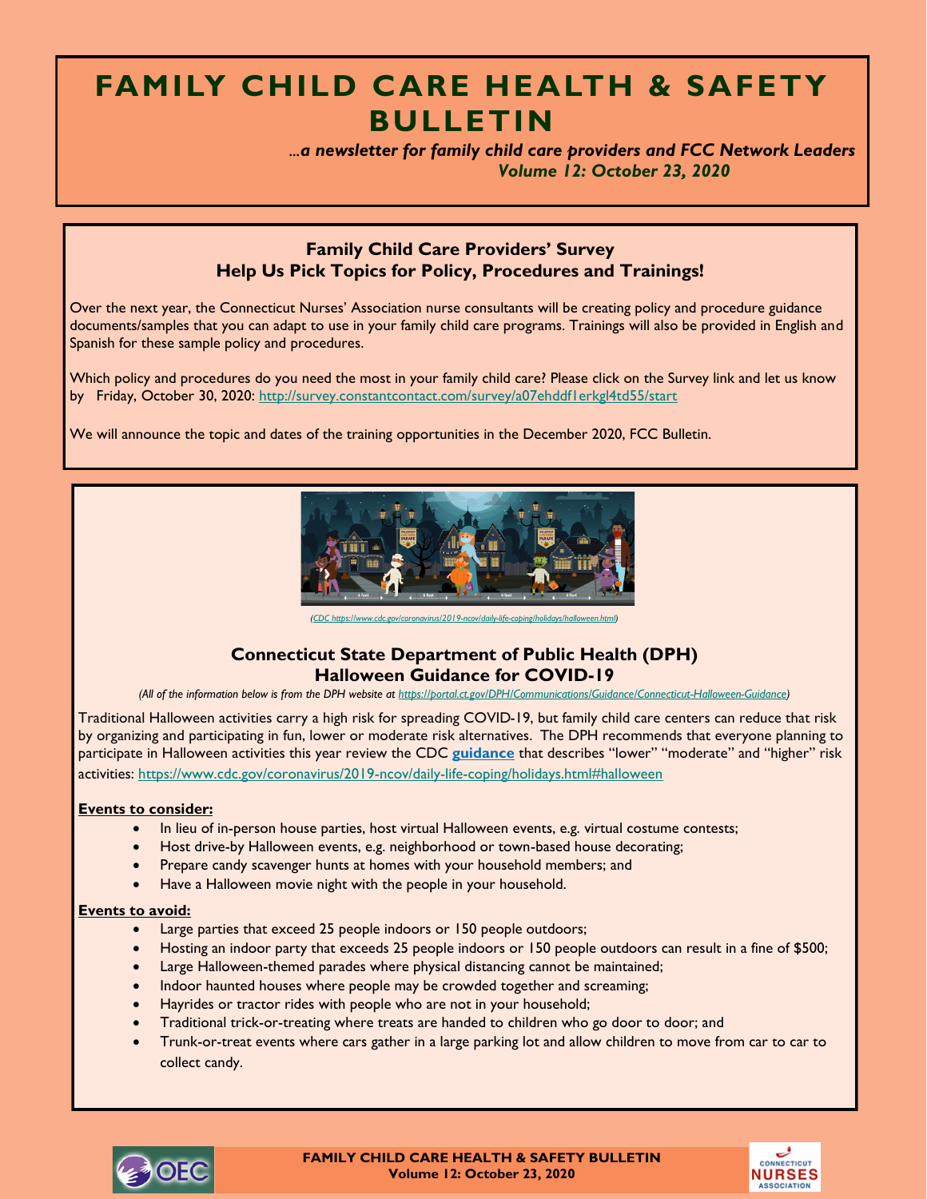# FAMILY CHILD CARE HEALTH & SAFETY BULLETIN

*...a newsletter for family child care providers and FCC Network Leaders*
*Volume 12: October 23, 2020*

## Family Child Care Providers' Survey
## Help Us Pick Topics for Policy, Procedures and Trainings!

Over the next year, the Connecticut Nurses' Association nurse consultants will be creating policy and procedure guidance documents/samples that you can adapt to use in your family child care programs. Trainings will also be provided in English and Spanish for these sample policy and procedures.

Which policy and procedures do you need the most in your family child care? Please click on the Survey link and let us know by Friday, October 30, 2020: http://survey.constantcontact.com/survey/a07ehddf1erkgl4td55/start

We will announce the topic and dates of the training opportunities in the December 2020, FCC Bulletin.

*(CDC https://www.cdc.gov/coronavirus/2019-ncov/daily-life-coping/holidays/halloween.html)*

## Connecticut State Department of Public Health (DPH)
## Halloween Guidance for COVID-19

*(All of the information below is from the DPH website at https://portal.ct.gov/DPH/Communications/Guidance/Connecticut-Halloween-Guidance)*

Traditional Halloween activities carry a high risk for spreading COVID-19, but family child care centers can reduce that risk by organizing and participating in fun, lower or moderate risk alternatives. The DPH recommends that everyone planning to participate in Halloween activities this year review the CDC **guidance** that describes "lower" "moderate" and "higher" risk activities: https://www.cdc.gov/coronavirus/2019-ncov/daily-life-coping/holidays.html#halloween

**Events to consider:**

- In lieu of in-person house parties, host virtual Halloween events, e.g. virtual costume contests;
- Host drive-by Halloween events, e.g. neighborhood or town-based house decorating;
- Prepare candy scavenger hunts at homes with your household members; and
- Have a Halloween movie night with the people in your household.

**Events to avoid:**

- Large parties that exceed 25 people indoors or 150 people outdoors;
- Hosting an indoor party that exceeds 25 people indoors or 150 people outdoors can result in a fine of $500;
- Large Halloween-themed parades where physical distancing cannot be maintained;
- Indoor haunted houses where people may be crowded together and screaming;
- Hayrides or tractor rides with people who are not in your household;
- Traditional trick-or-treating where treats are handed to children who go door to door; and
- Trunk-or-treat events where cars gather in a large parking lot and allow children to move from car to car to collect candy.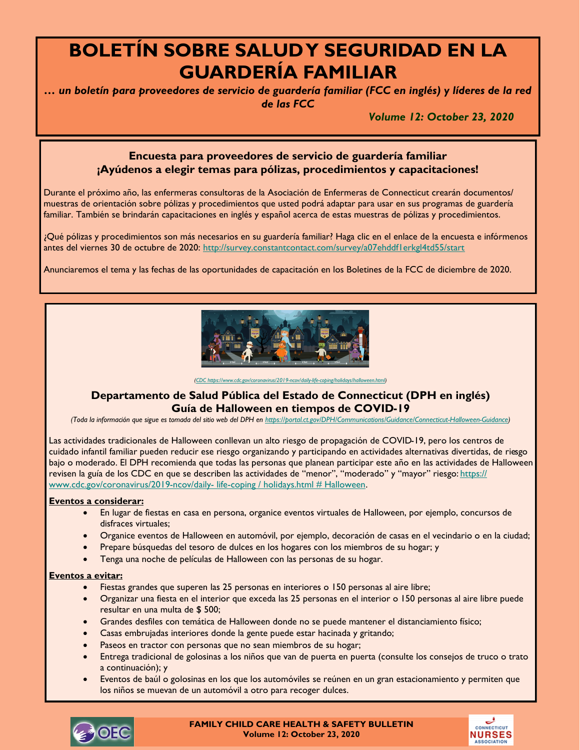# BOLETÍN SOBRE SALUD Y SEGURIDAD EN LA GUARDERÍA FAMILIAR

*… un boletín para proveedores de servicio de guardería familiar (FCC en inglés) y líderes de la red de las FCC*

*Volume 12: October 23, 2020*

## Encuesta para proveedores de servicio de guardería familiar ¡Ayúdenos a elegir temas para pólizas, procedimientos y capacitaciones!

Durante el próximo año, las enfermeras consultoras de la Asociación de Enfermeras de Connecticut crearán documentos/ muestras de orientación sobre pólizas y procedimientos que usted podrá adaptar para usar en sus programas de guardería familiar. También se brindarán capacitaciones en inglés y español acerca de estas muestras de pólizas y procedimientos.

¿Qué pólizas y procedimientos son más necesarios en su guardería familiar? Haga clic en el enlace de la encuesta e infórmenos antes del viernes 30 de octubre de 2020: http://survey.constantcontact.com/survey/a07ehddf1erkgl4td55/start

Anunciaremos el tema y las fechas de las oportunidades de capacitación en los Boletines de la FCC de diciembre de 2020.

*(CDC https://www.cdc.gov/coronavirus/2019-ncov/daily-life-coping/holidays/halloween.html)*

## Departamento de Salud Pública del Estado de Connecticut (DPH en inglés) Guía de Halloween en tiempos de COVID-19

*(Toda la información que sigue es tomada del sitio web del DPH en https://portal.ct.gov/DPH/Communications/Guidance/Connecticut-Halloween-Guidance)*

Las actividades tradicionales de Halloween conllevan un alto riesgo de propagación de COVID-19, pero los centros de cuidado infantil familiar pueden reducir ese riesgo organizando y participando en actividades alternativas divertidas, de riesgo bajo o moderado. El DPH recomienda que todas las personas que planean participar este año en las actividades de Halloween revisen la guía de los CDC en que se describen las actividades de "menor", "moderado" y "mayor" riesgo: https://www.cdc.gov/coronavirus/2019-ncov/daily- life-coping / holidays.html # Halloween.

**Eventos a considerar:**

- En lugar de fiestas en casa en persona, organice eventos virtuales de Halloween, por ejemplo, concursos de disfraces virtuales;
- Organice eventos de Halloween en automóvil, por ejemplo, decoración de casas en el vecindario o en la ciudad;
- Prepare búsquedas del tesoro de dulces en los hogares con los miembros de su hogar; y
- Tenga una noche de películas de Halloween con las personas de su hogar.

**Eventos a evitar:**

- Fiestas grandes que superen las 25 personas en interiores o 150 personas al aire libre;
- Organizar una fiesta en el interior que exceda las 25 personas en el interior o 150 personas al aire libre puede resultar en una multa de $ 500;
- Grandes desfiles con temática de Halloween donde no se puede mantener el distanciamiento físico;
- Casas embrujadas interiores donde la gente puede estar hacinada y gritando;
- Paseos en tractor con personas que no sean miembros de su hogar;
- Entrega tradicional de golosinas a los niños que van de puerta en puerta (consulte los consejos de truco o trato a continuación); y
- Eventos de baúl o golosinas en los que los automóviles se reúnen en un gran estacionamiento y permiten que los niños se muevan de un automóvil a otro para recoger dulces.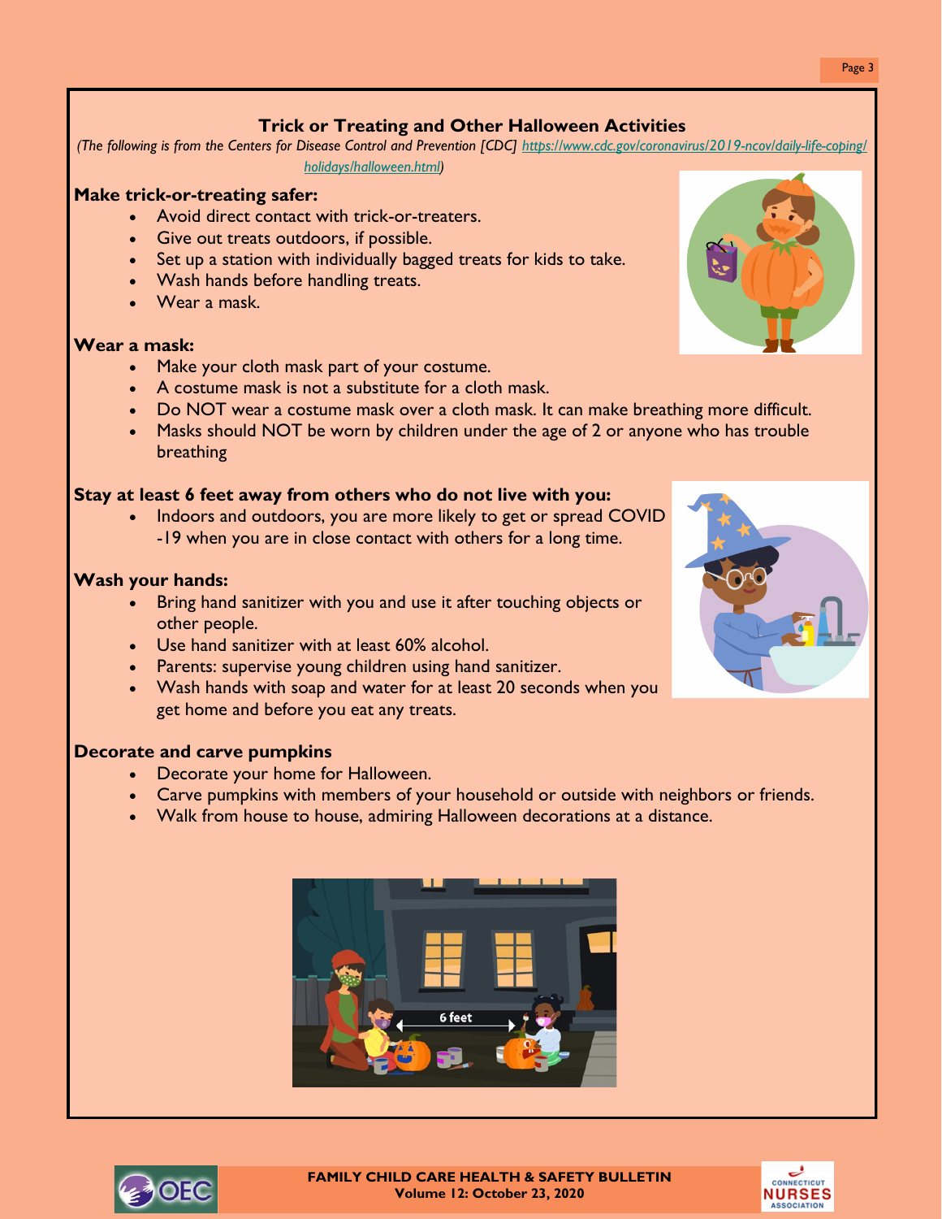## Trick or Treating and Other Halloween Activities

*(The following is from the Centers for Disease Control and Prevention [CDC] [https://www.cdc.gov/coronavirus/2019-ncov/daily-life-coping/holidays/halloween.html](https://www.cdc.gov/coronavirus/2019-ncov/daily-life-coping/holidays/halloween.html))*

**Make trick-or-treating safer:**

- Avoid direct contact with trick-or-treaters.
- Give out treats outdoors, if possible.
- Set up a station with individually bagged treats for kids to take.
- Wash hands before handling treats.
- Wear a mask.

**Wear a mask:**

- Make your cloth mask part of your costume.
- A costume mask is not a substitute for a cloth mask.
- Do NOT wear a costume mask over a cloth mask. It can make breathing more difficult.
- Masks should NOT be worn by children under the age of 2 or anyone who has trouble breathing

**Stay at least 6 feet away from others who do not live with you:**

- Indoors and outdoors, you are more likely to get or spread COVID-19 when you are in close contact with others for a long time.

**Wash your hands:**

- Bring hand sanitizer with you and use it after touching objects or other people.
- Use hand sanitizer with at least 60% alcohol.
- Parents: supervise young children using hand sanitizer.
- Wash hands with soap and water for at least 20 seconds when you get home and before you eat any treats.

**Decorate and carve pumpkins**

- Decorate your home for Halloween.
- Carve pumpkins with members of your household or outside with neighbors or friends.
- Walk from house to house, admiring Halloween decorations at a distance.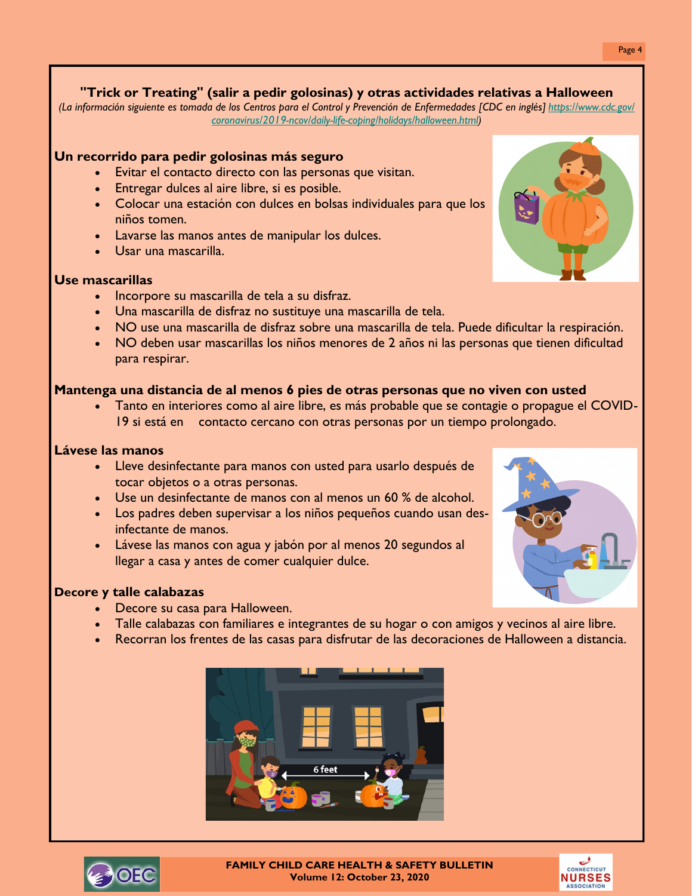## "Trick or Treating" (salir a pedir golosinas) y otras actividades relativas a Halloween

*(La información siguiente es tomada de los Centros para el Control y Prevención de Enfermedades [CDC en inglés] https://www.cdc.gov/coronavirus/2019-ncov/daily-life-coping/holidays/halloween.html)*

### Un recorrido para pedir golosinas más seguro

- Evitar el contacto directo con las personas que visitan.
- Entregar dulces al aire libre, si es posible.
- Colocar una estación con dulces en bolsas individuales para que los niños tomen.
- Lavarse las manos antes de manipular los dulces.
- Usar una mascarilla.

### Use mascarillas

- Incorpore su mascarilla de tela a su disfraz.
- Una mascarilla de disfraz no sustituye una mascarilla de tela.
- NO use una mascarilla de disfraz sobre una mascarilla de tela. Puede dificultar la respiración.
- NO deben usar mascarillas los niños menores de 2 años ni las personas que tienen dificultad para respirar.

### Mantenga una distancia de al menos 6 pies de otras personas que no viven con usted

- Tanto en interiores como al aire libre, es más probable que se contagie o propague el COVID-19 si está en contacto cercano con otras personas por un tiempo prolongado.

### Lávese las manos

- Lleve desinfectante para manos con usted para usarlo después de tocar objetos o a otras personas.
- Use un desinfectante de manos con al menos un 60 % de alcohol.
- Los padres deben supervisar a los niños pequeños cuando usan desinfectante de manos.
- Lávese las manos con agua y jabón por al menos 20 segundos al llegar a casa y antes de comer cualquier dulce.

### Decore y talle calabazas

- Decore su casa para Halloween.
- Talle calabazas con familiares e integrantes de su hogar o con amigos y vecinos al aire libre.
- Recorran los frentes de las casas para disfrutar de las decoraciones de Halloween a distancia.

6 feet